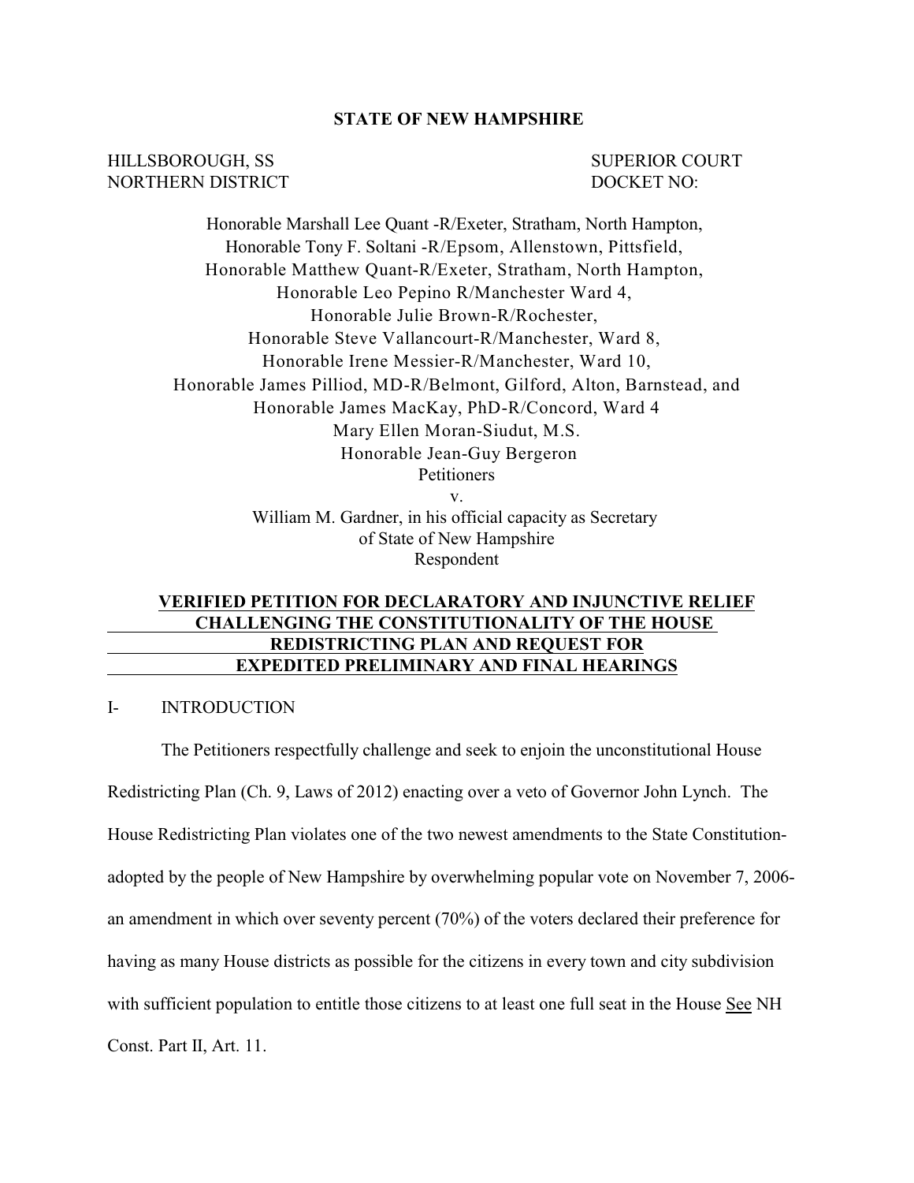**STATE OF NEW HAMPSHIRE**

HILLSBOROUGH, SS
NORTHERN DISTRICT

SUPERIOR COURT
DOCKET NO:

Honorable Marshall Lee Quant -R/Exeter, Stratham, North Hampton,
Honorable Tony F. Soltani -R/Epsom, Allenstown, Pittsfield,
Honorable Matthew Quant-R/Exeter, Stratham, North Hampton,
Honorable Leo Pepino R/Manchester Ward 4,
Honorable Julie Brown-R/Rochester,
Honorable Steve Vallancourt-R/Manchester, Ward 8,
Honorable Irene Messier-R/Manchester, Ward 10,
Honorable James Pilliod, MD-R/Belmont, Gilford, Alton, Barnstead, and
Honorable James MacKay, PhD-R/Concord, Ward 4
Mary Ellen Moran-Siudut, M.S.
Honorable Jean-Guy Bergeron
Petitioners
v.
William M. Gardner, in his official capacity as Secretary
of State of New Hampshire
Respondent

**VERIFIED PETITION FOR DECLARATORY AND INJUNCTIVE RELIEF CHALLENGING THE CONSTITUTIONALITY OF THE HOUSE REDISTRICTING PLAN AND REQUEST FOR EXPEDITED PRELIMINARY AND FINAL HEARINGS**

I- INTRODUCTION

The Petitioners respectfully challenge and seek to enjoin the unconstitutional House Redistricting Plan (Ch. 9, Laws of 2012) enacting over a veto of Governor John Lynch. The House Redistricting Plan violates one of the two newest amendments to the State Constitution- adopted by the people of New Hampshire by overwhelming popular vote on November 7, 2006- an amendment in which over seventy percent (70%) of the voters declared their preference for having as many House districts as possible for the citizens in every town and city subdivision with sufficient population to entitle those citizens to at least one full seat in the House See NH Const. Part II, Art. 11.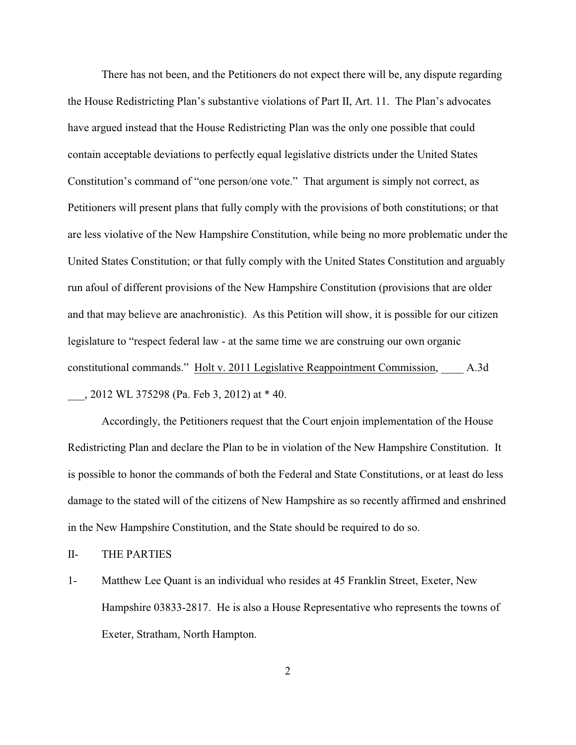There has not been, and the Petitioners do not expect there will be, any dispute regarding the House Redistricting Plan's substantive violations of Part II, Art. 11. The Plan's advocates have argued instead that the House Redistricting Plan was the only one possible that could contain acceptable deviations to perfectly equal legislative districts under the United States Constitution's command of "one person/one vote." That argument is simply not correct, as Petitioners will present plans that fully comply with the provisions of both constitutions; or that are less violative of the New Hampshire Constitution, while being no more problematic under the United States Constitution; or that fully comply with the United States Constitution and arguably run afoul of different provisions of the New Hampshire Constitution (provisions that are older and that may believe are anachronistic). As this Petition will show, it is possible for our citizen legislature to "respect federal law - at the same time we are construing our own organic constitutional commands." Holt v. 2011 Legislative Reappointment Commission, ____ A.3d ___, 2012 WL 375298 (Pa. Feb 3, 2012) at * 40.

Accordingly, the Petitioners request that the Court enjoin implementation of the House Redistricting Plan and declare the Plan to be in violation of the New Hampshire Constitution. It is possible to honor the commands of both the Federal and State Constitutions, or at least do less damage to the stated will of the citizens of New Hampshire as so recently affirmed and enshrined in the New Hampshire Constitution, and the State should be required to do so.

## II- THE PARTIES

1- Matthew Lee Quant is an individual who resides at 45 Franklin Street, Exeter, New Hampshire 03833-2817. He is also a House Representative who represents the towns of Exeter, Stratham, North Hampton.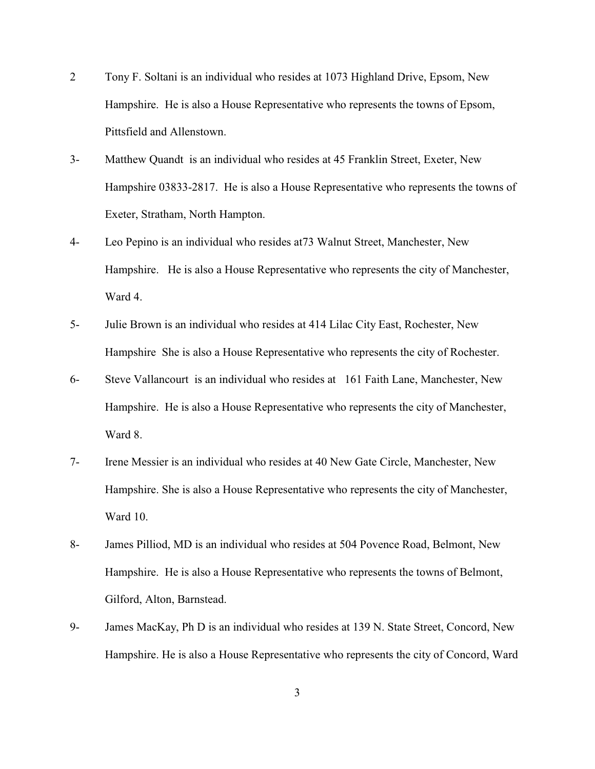2 Tony F. Soltani is an individual who resides at 1073 Highland Drive, Epsom, New Hampshire. He is also a House Representative who represents the towns of Epsom, Pittsfield and Allenstown.

3- Matthew Quandt is an individual who resides at 45 Franklin Street, Exeter, New Hampshire 03833-2817. He is also a House Representative who represents the towns of Exeter, Stratham, North Hampton.

4- Leo Pepino is an individual who resides at73 Walnut Street, Manchester, New Hampshire. He is also a House Representative who represents the city of Manchester, Ward 4.

5- Julie Brown is an individual who resides at 414 Lilac City East, Rochester, New Hampshire She is also a House Representative who represents the city of Rochester.

6- Steve Vallancourt is an individual who resides at 161 Faith Lane, Manchester, New Hampshire. He is also a House Representative who represents the city of Manchester, Ward 8.

7- Irene Messier is an individual who resides at 40 New Gate Circle, Manchester, New Hampshire. She is also a House Representative who represents the city of Manchester, Ward 10.

8- James Pilliod, MD is an individual who resides at 504 Povence Road, Belmont, New Hampshire. He is also a House Representative who represents the towns of Belmont, Gilford, Alton, Barnstead.

9- James MacKay, Ph D is an individual who resides at 139 N. State Street, Concord, New Hampshire. He is also a House Representative who represents the city of Concord, Ward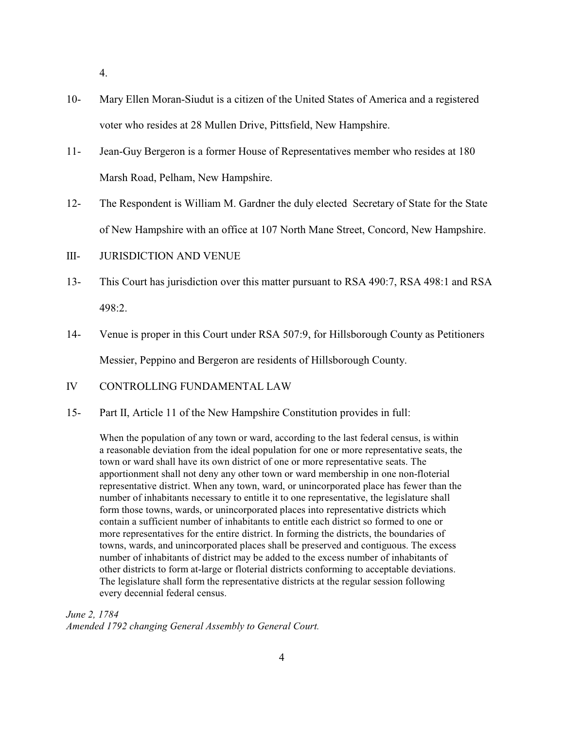4.

10- Mary Ellen Moran-Siudut is a citizen of the United States of America and a registered voter who resides at 28 Mullen Drive, Pittsfield, New Hampshire.

11- Jean-Guy Bergeron is a former House of Representatives member who resides at 180 Marsh Road, Pelham, New Hampshire.

12- The Respondent is William M. Gardner the duly elected Secretary of State for the State of New Hampshire with an office at 107 North Mane Street, Concord, New Hampshire.

III- JURISDICTION AND VENUE

13- This Court has jurisdiction over this matter pursuant to RSA 490:7, RSA 498:1 and RSA 498:2.

14- Venue is proper in this Court under RSA 507:9, for Hillsborough County as Petitioners Messier, Peppino and Bergeron are residents of Hillsborough County.

IV CONTROLLING FUNDAMENTAL LAW

15- Part II, Article 11 of the New Hampshire Constitution provides in full:

> When the population of any town or ward, according to the last federal census, is within a reasonable deviation from the ideal population for one or more representative seats, the town or ward shall have its own district of one or more representative seats. The apportionment shall not deny any other town or ward membership in one non-floterial representative district. When any town, ward, or unincorporated place has fewer than the number of inhabitants necessary to entitle it to one representative, the legislature shall form those towns, wards, or unincorporated places into representative districts which contain a sufficient number of inhabitants to entitle each district so formed to one or more representatives for the entire district. In forming the districts, the boundaries of towns, wards, and unincorporated places shall be preserved and contiguous. The excess number of inhabitants of district may be added to the excess number of inhabitants of other districts to form at-large or floterial districts conforming to acceptable deviations. The legislature shall form the representative districts at the regular session following every decennial federal census.

*June 2, 1784*
*Amended 1792 changing General Assembly to General Court.*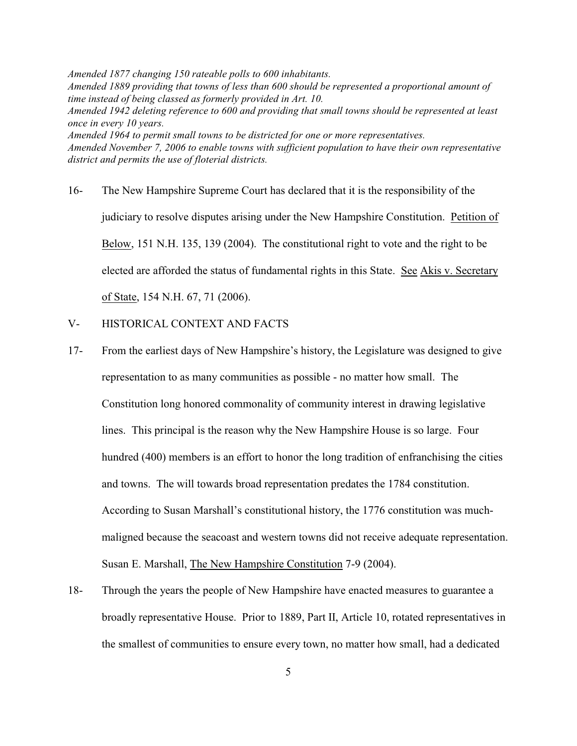*Amended 1877 changing 150 rateable polls to 600 inhabitants.*
*Amended 1889 providing that towns of less than 600 should be represented a proportional amount of time instead of being classed as formerly provided in Art. 10.*
*Amended 1942 deleting reference to 600 and providing that small towns should be represented at least once in every 10 years.*
*Amended 1964 to permit small towns to be districted for one or more representatives.*
*Amended November 7, 2006 to enable towns with sufficient population to have their own representative district and permits the use of floterial districts.*

16- The New Hampshire Supreme Court has declared that it is the responsibility of the judiciary to resolve disputes arising under the New Hampshire Constitution. Petition of Below, 151 N.H. 135, 139 (2004). The constitutional right to vote and the right to be elected are afforded the status of fundamental rights in this State. See Akis v. Secretary of State, 154 N.H. 67, 71 (2006).

V- HISTORICAL CONTEXT AND FACTS

17- From the earliest days of New Hampshire's history, the Legislature was designed to give representation to as many communities as possible - no matter how small. The Constitution long honored commonality of community interest in drawing legislative lines. This principal is the reason why the New Hampshire House is so large. Four hundred (400) members is an effort to honor the long tradition of enfranchising the cities and towns. The will towards broad representation predates the 1784 constitution. According to Susan Marshall's constitutional history, the 1776 constitution was much-maligned because the seacoast and western towns did not receive adequate representation. Susan E. Marshall, The New Hampshire Constitution 7-9 (2004).

18- Through the years the people of New Hampshire have enacted measures to guarantee a broadly representative House. Prior to 1889, Part II, Article 10, rotated representatives in the smallest of communities to ensure every town, no matter how small, had a dedicated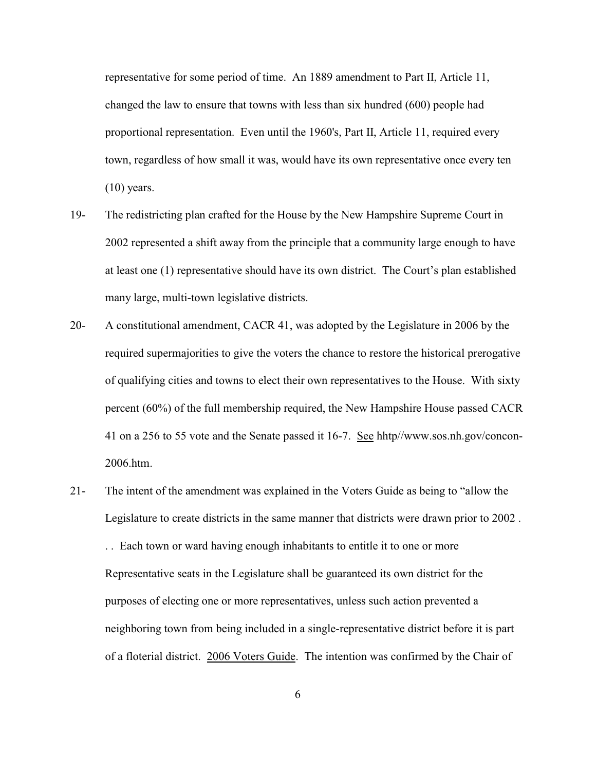representative for some period of time. An 1889 amendment to Part II, Article 11, changed the law to ensure that towns with less than six hundred (600) people had proportional representation. Even until the 1960's, Part II, Article 11, required every town, regardless of how small it was, would have its own representative once every ten (10) years.

19- The redistricting plan crafted for the House by the New Hampshire Supreme Court in 2002 represented a shift away from the principle that a community large enough to have at least one (1) representative should have its own district. The Court's plan established many large, multi-town legislative districts.

20- A constitutional amendment, CACR 41, was adopted by the Legislature in 2006 by the required supermajorities to give the voters the chance to restore the historical prerogative of qualifying cities and towns to elect their own representatives to the House. With sixty percent (60%) of the full membership required, the New Hampshire House passed CACR 41 on a 256 to 55 vote and the Senate passed it 16-7. <u>See</u> hhtp//www.sos.nh.gov/concon-2006.htm.

21- The intent of the amendment was explained in the Voters Guide as being to "allow the Legislature to create districts in the same manner that districts were drawn prior to 2002 . . . Each town or ward having enough inhabitants to entitle it to one or more Representative seats in the Legislature shall be guaranteed its own district for the purposes of electing one or more representatives, unless such action prevented a neighboring town from being included in a single-representative district before it is part of a floterial district. <u>2006 Voters Guide</u>. The intention was confirmed by the Chair of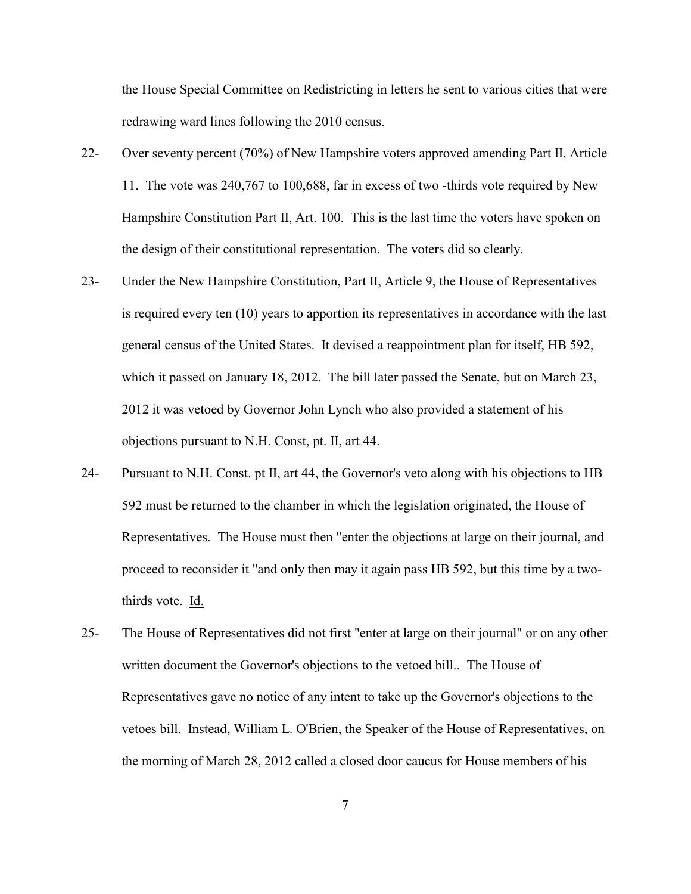the House Special Committee on Redistricting in letters he sent to various cities that were redrawing ward lines following the 2010 census.

22- Over seventy percent (70%) of New Hampshire voters approved amending Part II, Article 11. The vote was 240,767 to 100,688, far in excess of two -thirds vote required by New Hampshire Constitution Part II, Art. 100. This is the last time the voters have spoken on the design of their constitutional representation. The voters did so clearly.

23- Under the New Hampshire Constitution, Part II, Article 9, the House of Representatives is required every ten (10) years to apportion its representatives in accordance with the last general census of the United States. It devised a reappointment plan for itself, HB 592, which it passed on January 18, 2012. The bill later passed the Senate, but on March 23, 2012 it was vetoed by Governor John Lynch who also provided a statement of his objections pursuant to N.H. Const, pt. II, art 44.

24- Pursuant to N.H. Const. pt II, art 44, the Governor's veto along with his objections to HB 592 must be returned to the chamber in which the legislation originated, the House of Representatives. The House must then "enter the objections at large on their journal, and proceed to reconsider it "and only then may it again pass HB 592, but this time by a two-thirds vote. Id.

25- The House of Representatives did not first "enter at large on their journal" or on any other written document the Governor's objections to the vetoed bill.. The House of Representatives gave no notice of any intent to take up the Governor's objections to the vetoes bill. Instead, William L. O'Brien, the Speaker of the House of Representatives, on the morning of March 28, 2012 called a closed door caucus for House members of his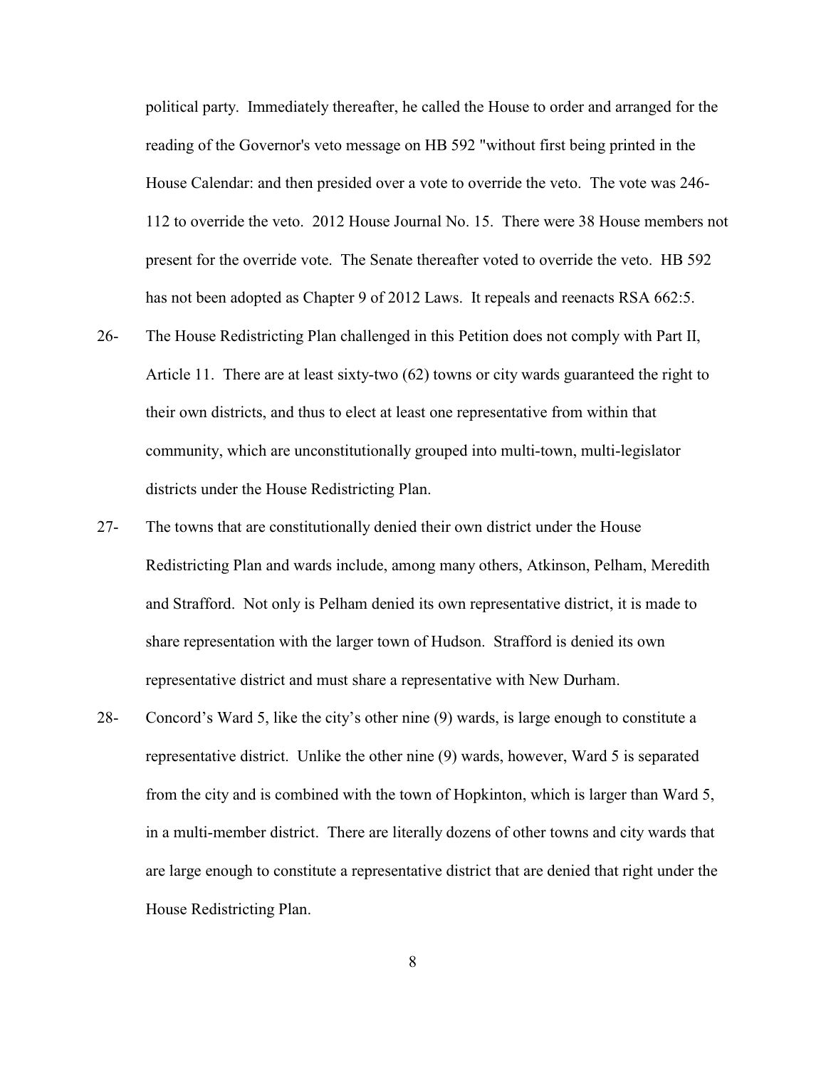political party. Immediately thereafter, he called the House to order and arranged for the reading of the Governor's veto message on HB 592 "without first being printed in the House Calendar: and then presided over a vote to override the veto. The vote was 246-112 to override the veto. 2012 House Journal No. 15. There were 38 House members not present for the override vote. The Senate thereafter voted to override the veto. HB 592 has not been adopted as Chapter 9 of 2012 Laws. It repeals and reenacts RSA 662:5.

26- The House Redistricting Plan challenged in this Petition does not comply with Part II, Article 11. There are at least sixty-two (62) towns or city wards guaranteed the right to their own districts, and thus to elect at least one representative from within that community, which are unconstitutionally grouped into multi-town, multi-legislator districts under the House Redistricting Plan.

27- The towns that are constitutionally denied their own district under the House Redistricting Plan and wards include, among many others, Atkinson, Pelham, Meredith and Strafford. Not only is Pelham denied its own representative district, it is made to share representation with the larger town of Hudson. Strafford is denied its own representative district and must share a representative with New Durham.

28- Concord's Ward 5, like the city's other nine (9) wards, is large enough to constitute a representative district. Unlike the other nine (9) wards, however, Ward 5 is separated from the city and is combined with the town of Hopkinton, which is larger than Ward 5, in a multi-member district. There are literally dozens of other towns and city wards that are large enough to constitute a representative district that are denied that right under the House Redistricting Plan.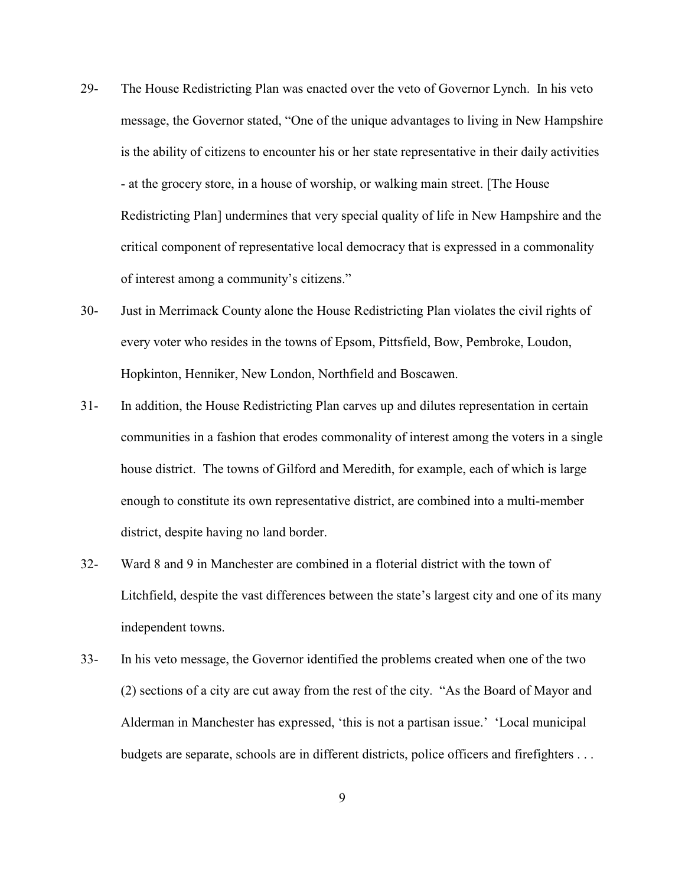29- The House Redistricting Plan was enacted over the veto of Governor Lynch. In his veto message, the Governor stated, "One of the unique advantages to living in New Hampshire is the ability of citizens to encounter his or her state representative in their daily activities - at the grocery store, in a house of worship, or walking main street. [The House Redistricting Plan] undermines that very special quality of life in New Hampshire and the critical component of representative local democracy that is expressed in a commonality of interest among a community's citizens."

30- Just in Merrimack County alone the House Redistricting Plan violates the civil rights of every voter who resides in the towns of Epsom, Pittsfield, Bow, Pembroke, Loudon, Hopkinton, Henniker, New London, Northfield and Boscawen.

31- In addition, the House Redistricting Plan carves up and dilutes representation in certain communities in a fashion that erodes commonality of interest among the voters in a single house district. The towns of Gilford and Meredith, for example, each of which is large enough to constitute its own representative district, are combined into a multi-member district, despite having no land border.

32- Ward 8 and 9 in Manchester are combined in a floterial district with the town of Litchfield, despite the vast differences between the state's largest city and one of its many independent towns.

33- In his veto message, the Governor identified the problems created when one of the two (2) sections of a city are cut away from the rest of the city. "As the Board of Mayor and Alderman in Manchester has expressed, 'this is not a partisan issue.' 'Local municipal budgets are separate, schools are in different districts, police officers and firefighters . . .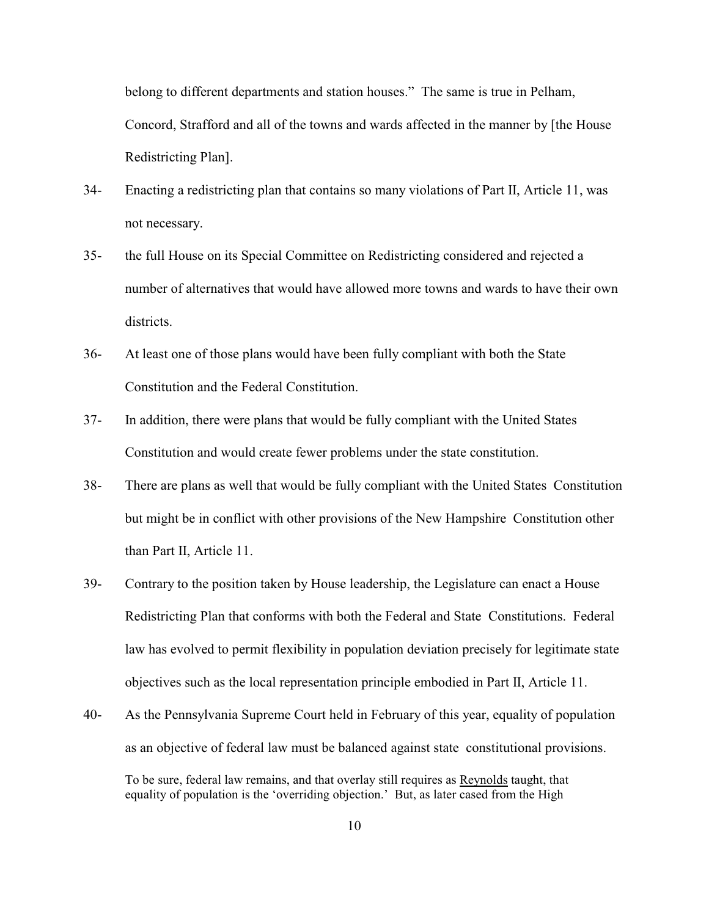belong to different departments and station houses." The same is true in Pelham, Concord, Strafford and all of the towns and wards affected in the manner by [the House Redistricting Plan].

34- Enacting a redistricting plan that contains so many violations of Part II, Article 11, was not necessary.

35- the full House on its Special Committee on Redistricting considered and rejected a number of alternatives that would have allowed more towns and wards to have their own districts.

36- At least one of those plans would have been fully compliant with both the State Constitution and the Federal Constitution.

37- In addition, there were plans that would be fully compliant with the United States Constitution and would create fewer problems under the state constitution.

38- There are plans as well that would be fully compliant with the United States Constitution but might be in conflict with other provisions of the New Hampshire Constitution other than Part II, Article 11.

39- Contrary to the position taken by House leadership, the Legislature can enact a House Redistricting Plan that conforms with both the Federal and State Constitutions. Federal law has evolved to permit flexibility in population deviation precisely for legitimate state objectives such as the local representation principle embodied in Part II, Article 11.

40- As the Pennsylvania Supreme Court held in February of this year, equality of population as an objective of federal law must be balanced against state constitutional provisions.

> To be sure, federal law remains, and that overlay still requires as Reynolds taught, that equality of population is the 'overriding objection.' But, as later cased from the High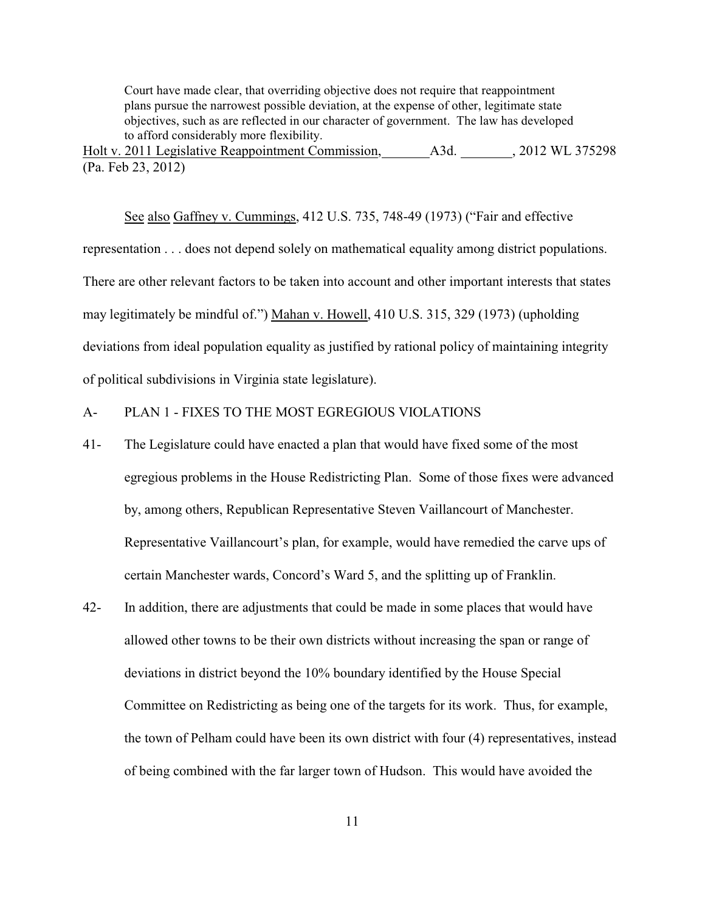> Court have made clear, that overriding objective does not require that reappointment plans pursue the narrowest possible deviation, at the expense of other, legitimate state objectives, such as are reflected in our character of government. The law has developed to afford considerably more flexibility.

Holt v. 2011 Legislative Reappointment Commission, _______ A3d. ________, 2012 WL 375298 (Pa. Feb 23, 2012)

See also Gaffney v. Cummings, 412 U.S. 735, 748-49 (1973) ("Fair and effective representation . . . does not depend solely on mathematical equality among district populations. There are other relevant factors to be taken into account and other important interests that states may legitimately be mindful of.") Mahan v. Howell, 410 U.S. 315, 329 (1973) (upholding deviations from ideal population equality as justified by rational policy of maintaining integrity of political subdivisions in Virginia state legislature).

A- PLAN 1 - FIXES TO THE MOST EGREGIOUS VIOLATIONS

41- The Legislature could have enacted a plan that would have fixed some of the most egregious problems in the House Redistricting Plan. Some of those fixes were advanced by, among others, Republican Representative Steven Vaillancourt of Manchester. Representative Vaillancourt's plan, for example, would have remedied the carve ups of certain Manchester wards, Concord's Ward 5, and the splitting up of Franklin.

42- In addition, there are adjustments that could be made in some places that would have allowed other towns to be their own districts without increasing the span or range of deviations in district beyond the 10% boundary identified by the House Special Committee on Redistricting as being one of the targets for its work. Thus, for example, the town of Pelham could have been its own district with four (4) representatives, instead of being combined with the far larger town of Hudson. This would have avoided the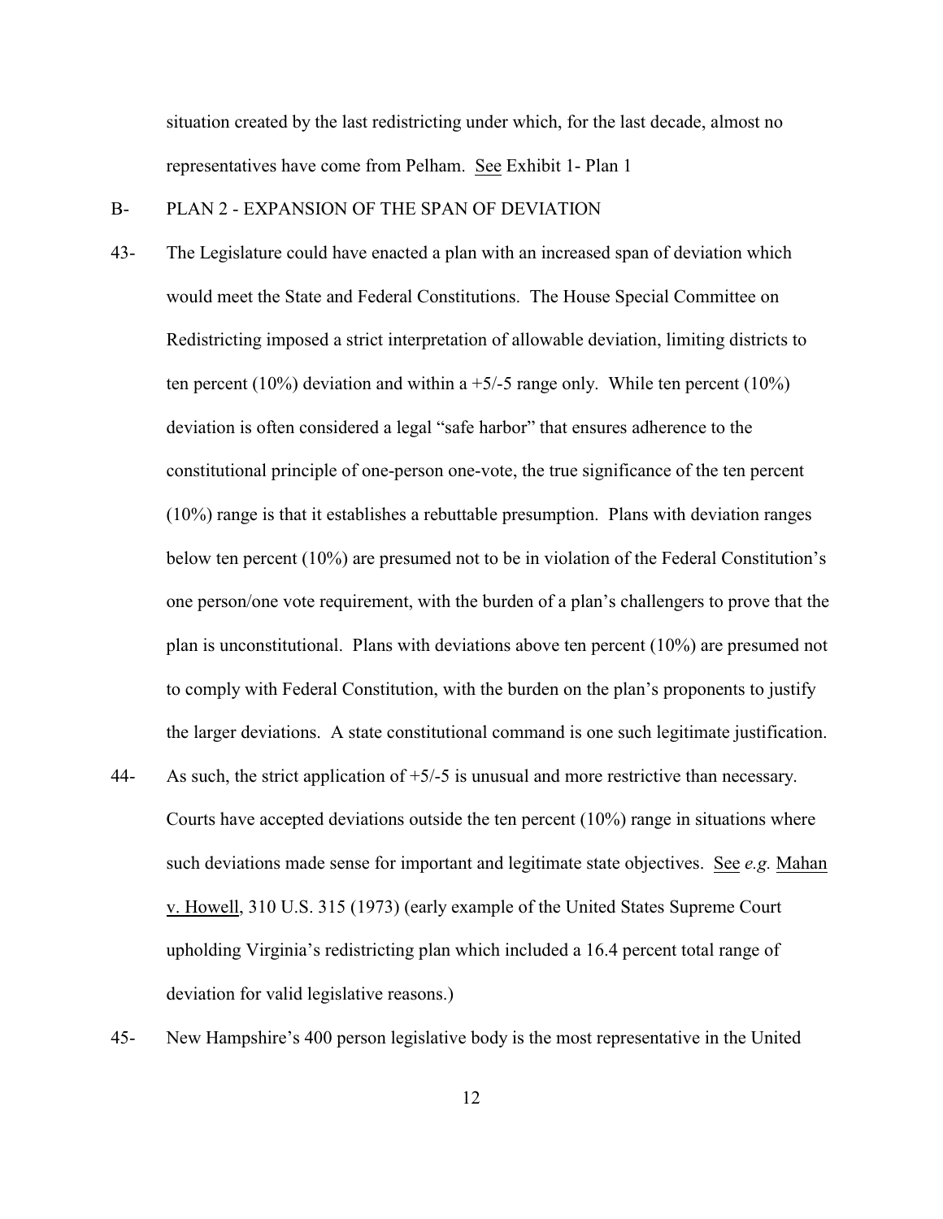situation created by the last redistricting under which, for the last decade, almost no representatives have come from Pelham. See Exhibit 1- Plan 1

B- PLAN 2 - EXPANSION OF THE SPAN OF DEVIATION

43- The Legislature could have enacted a plan with an increased span of deviation which would meet the State and Federal Constitutions. The House Special Committee on Redistricting imposed a strict interpretation of allowable deviation, limiting districts to ten percent (10%) deviation and within a +5/-5 range only. While ten percent (10%) deviation is often considered a legal "safe harbor" that ensures adherence to the constitutional principle of one-person one-vote, the true significance of the ten percent (10%) range is that it establishes a rebuttable presumption. Plans with deviation ranges below ten percent (10%) are presumed not to be in violation of the Federal Constitution's one person/one vote requirement, with the burden of a plan's challengers to prove that the plan is unconstitutional. Plans with deviations above ten percent (10%) are presumed not to comply with Federal Constitution, with the burden on the plan's proponents to justify the larger deviations. A state constitutional command is one such legitimate justification.

44- As such, the strict application of +5/-5 is unusual and more restrictive than necessary. Courts have accepted deviations outside the ten percent (10%) range in situations where such deviations made sense for important and legitimate state objectives. See *e.g.* Mahan v. Howell, 310 U.S. 315 (1973) (early example of the United States Supreme Court upholding Virginia's redistricting plan which included a 16.4 percent total range of deviation for valid legislative reasons.)

45- New Hampshire's 400 person legislative body is the most representative in the United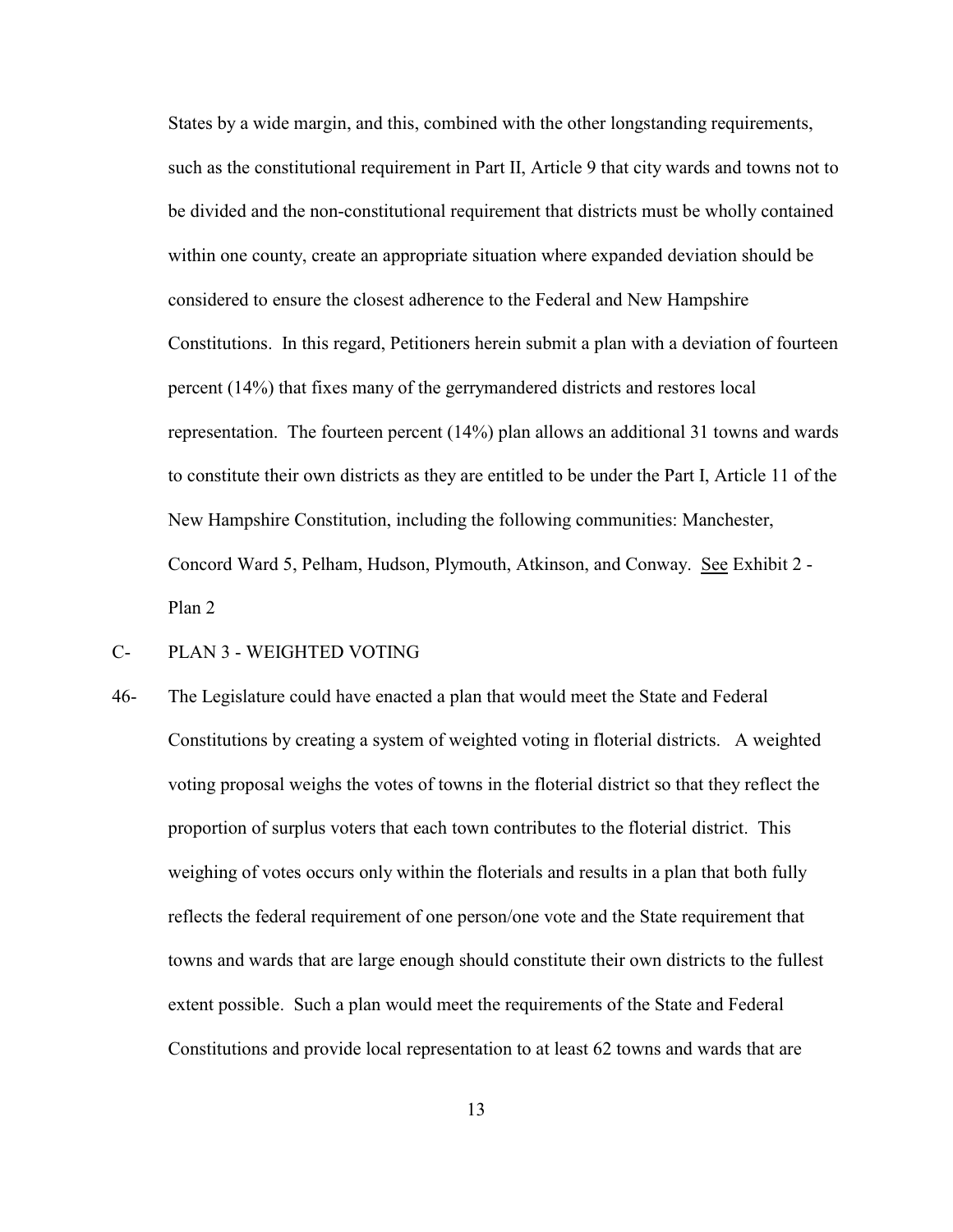States by a wide margin, and this, combined with the other longstanding requirements, such as the constitutional requirement in Part II, Article 9 that city wards and towns not to be divided and the non-constitutional requirement that districts must be wholly contained within one county, create an appropriate situation where expanded deviation should be considered to ensure the closest adherence to the Federal and New Hampshire Constitutions. In this regard, Petitioners herein submit a plan with a deviation of fourteen percent (14%) that fixes many of the gerrymandered districts and restores local representation. The fourteen percent (14%) plan allows an additional 31 towns and wards to constitute their own districts as they are entitled to be under the Part I, Article 11 of the New Hampshire Constitution, including the following communities: Manchester, Concord Ward 5, Pelham, Hudson, Plymouth, Atkinson, and Conway. See Exhibit 2 - Plan 2

C- PLAN 3 - WEIGHTED VOTING

46- The Legislature could have enacted a plan that would meet the State and Federal Constitutions by creating a system of weighted voting in floterial districts. A weighted voting proposal weighs the votes of towns in the floterial district so that they reflect the proportion of surplus voters that each town contributes to the floterial district. This weighing of votes occurs only within the floterials and results in a plan that both fully reflects the federal requirement of one person/one vote and the State requirement that towns and wards that are large enough should constitute their own districts to the fullest extent possible. Such a plan would meet the requirements of the State and Federal Constitutions and provide local representation to at least 62 towns and wards that are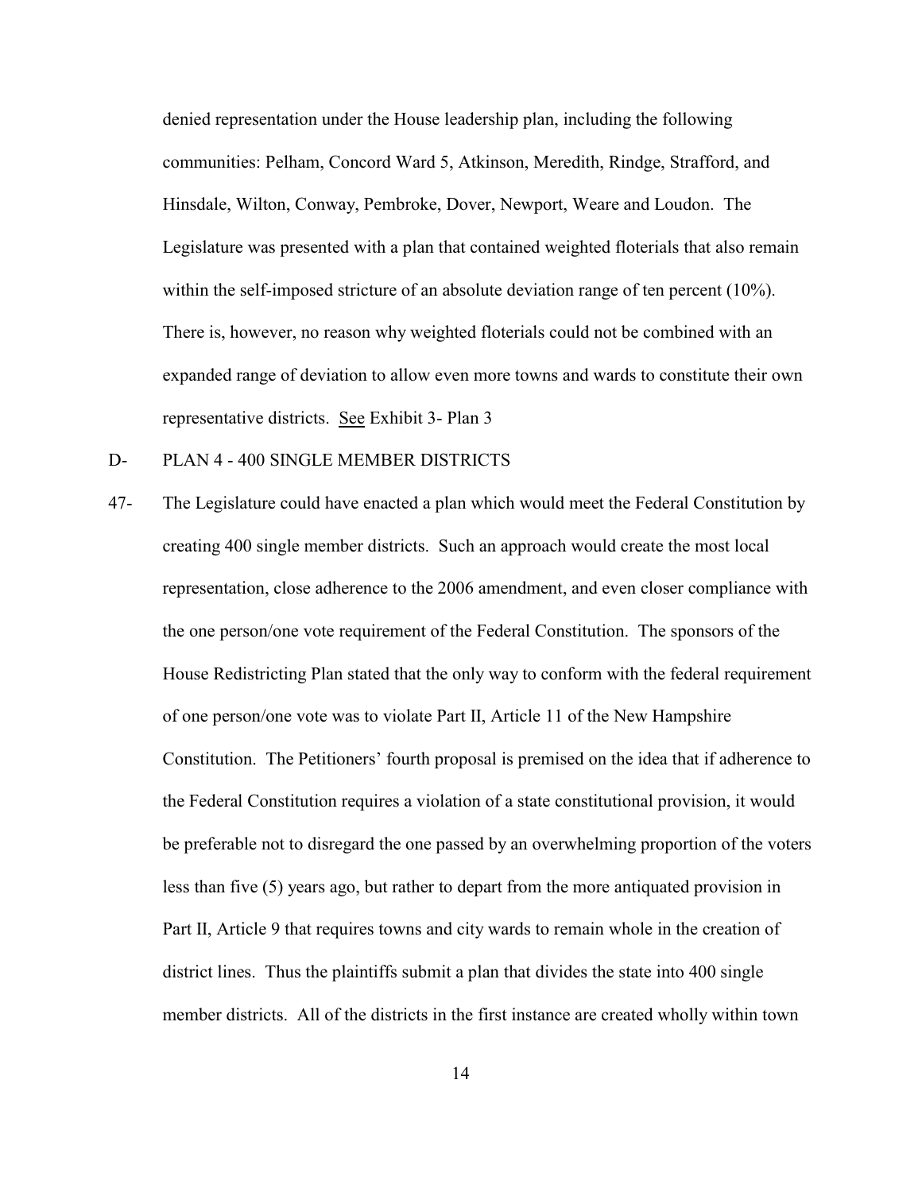denied representation under the House leadership plan, including the following communities: Pelham, Concord Ward 5, Atkinson, Meredith, Rindge, Strafford, and Hinsdale, Wilton, Conway, Pembroke, Dover, Newport, Weare and Loudon. The Legislature was presented with a plan that contained weighted floterials that also remain within the self-imposed stricture of an absolute deviation range of ten percent (10%). There is, however, no reason why weighted floterials could not be combined with an expanded range of deviation to allow even more towns and wards to constitute their own representative districts. See Exhibit 3- Plan 3

D- PLAN 4 - 400 SINGLE MEMBER DISTRICTS

47- The Legislature could have enacted a plan which would meet the Federal Constitution by creating 400 single member districts. Such an approach would create the most local representation, close adherence to the 2006 amendment, and even closer compliance with the one person/one vote requirement of the Federal Constitution. The sponsors of the House Redistricting Plan stated that the only way to conform with the federal requirement of one person/one vote was to violate Part II, Article 11 of the New Hampshire Constitution. The Petitioners' fourth proposal is premised on the idea that if adherence to the Federal Constitution requires a violation of a state constitutional provision, it would be preferable not to disregard the one passed by an overwhelming proportion of the voters less than five (5) years ago, but rather to depart from the more antiquated provision in Part II, Article 9 that requires towns and city wards to remain whole in the creation of district lines. Thus the plaintiffs submit a plan that divides the state into 400 single member districts. All of the districts in the first instance are created wholly within town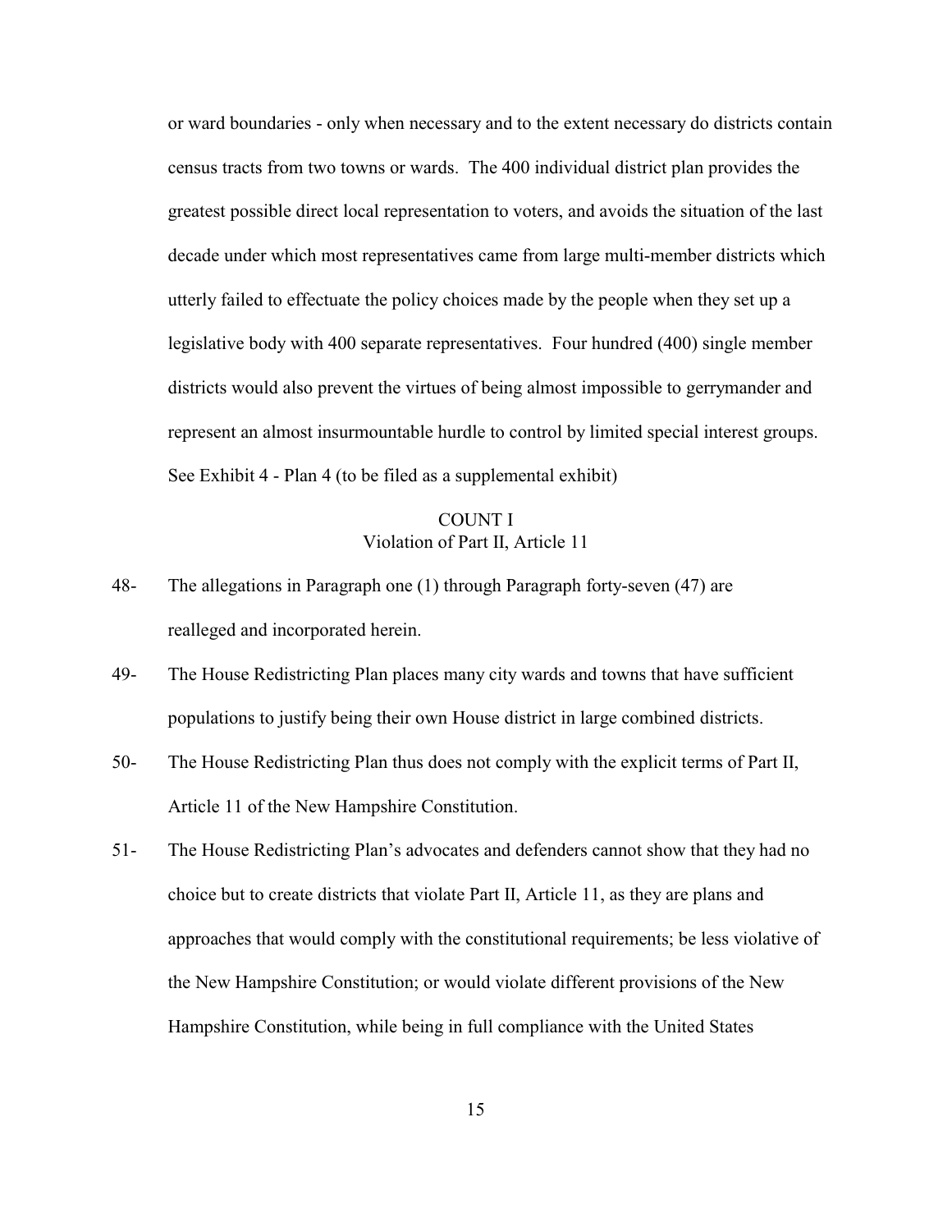or ward boundaries - only when necessary and to the extent necessary do districts contain census tracts from two towns or wards. The 400 individual district plan provides the greatest possible direct local representation to voters, and avoids the situation of the last decade under which most representatives came from large multi-member districts which utterly failed to effectuate the policy choices made by the people when they set up a legislative body with 400 separate representatives. Four hundred (400) single member districts would also prevent the virtues of being almost impossible to gerrymander and represent an almost insurmountable hurdle to control by limited special interest groups. See Exhibit 4 - Plan 4 (to be filed as a supplemental exhibit)

## COUNT I
## Violation of Part II, Article 11

48- The allegations in Paragraph one (1) through Paragraph forty-seven (47) are realleged and incorporated herein.

49- The House Redistricting Plan places many city wards and towns that have sufficient populations to justify being their own House district in large combined districts.

50- The House Redistricting Plan thus does not comply with the explicit terms of Part II, Article 11 of the New Hampshire Constitution.

51- The House Redistricting Plan's advocates and defenders cannot show that they had no choice but to create districts that violate Part II, Article 11, as they are plans and approaches that would comply with the constitutional requirements; be less violative of the New Hampshire Constitution; or would violate different provisions of the New Hampshire Constitution, while being in full compliance with the United States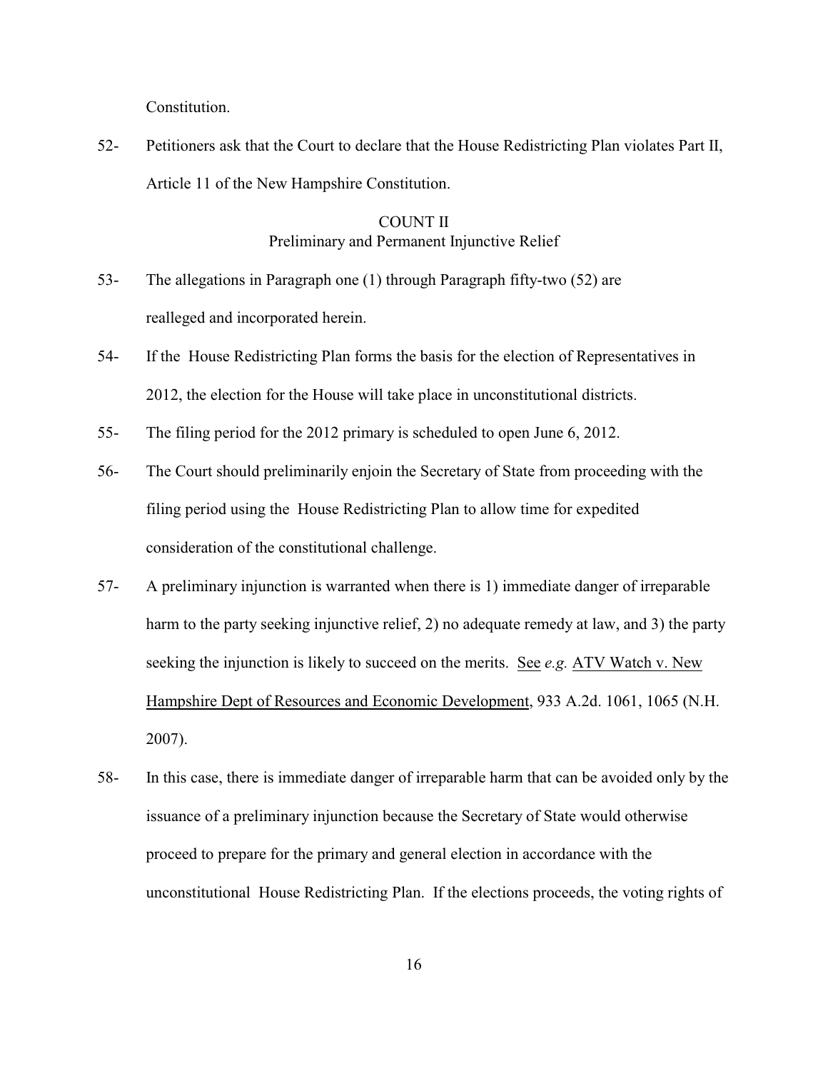Constitution.

52- Petitioners ask that the Court to declare that the House Redistricting Plan violates Part II, Article 11 of the New Hampshire Constitution.

COUNT II
Preliminary and Permanent Injunctive Relief

53- The allegations in Paragraph one (1) through Paragraph fifty-two (52) are realleged and incorporated herein.

54- If the House Redistricting Plan forms the basis for the election of Representatives in 2012, the election for the House will take place in unconstitutional districts.

55- The filing period for the 2012 primary is scheduled to open June 6, 2012.

56- The Court should preliminarily enjoin the Secretary of State from proceeding with the filing period using the House Redistricting Plan to allow time for expedited consideration of the constitutional challenge.

57- A preliminary injunction is warranted when there is 1) immediate danger of irreparable harm to the party seeking injunctive relief, 2) no adequate remedy at law, and 3) the party seeking the injunction is likely to succeed on the merits. See *e.g.* ATV Watch v. New Hampshire Dept of Resources and Economic Development, 933 A.2d. 1061, 1065 (N.H. 2007).

58- In this case, there is immediate danger of irreparable harm that can be avoided only by the issuance of a preliminary injunction because the Secretary of State would otherwise proceed to prepare for the primary and general election in accordance with the unconstitutional House Redistricting Plan. If the elections proceeds, the voting rights of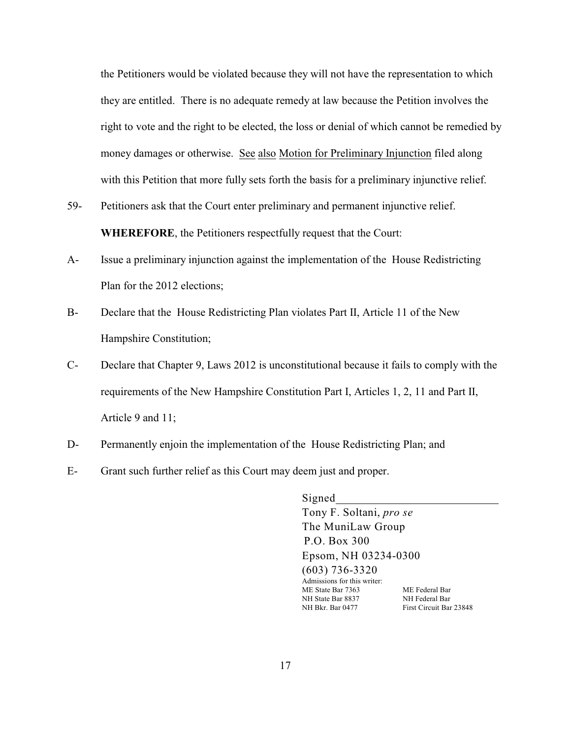the Petitioners would be violated because they will not have the representation to which they are entitled. There is no adequate remedy at law because the Petition involves the right to vote and the right to be elected, the loss or denial of which cannot be remedied by money damages or otherwise. See also Motion for Preliminary Injunction filed along with this Petition that more fully sets forth the basis for a preliminary injunctive relief.

59- Petitioners ask that the Court enter preliminary and permanent injunctive relief.

**WHEREFORE**, the Petitioners respectfully request that the Court:

A- Issue a preliminary injunction against the implementation of the House Redistricting Plan for the 2012 elections;

B- Declare that the House Redistricting Plan violates Part II, Article 11 of the New Hampshire Constitution;

C- Declare that Chapter 9, Laws 2012 is unconstitutional because it fails to comply with the requirements of the New Hampshire Constitution Part I, Articles 1, 2, 11 and Part II, Article 9 and 11;

D- Permanently enjoin the implementation of the House Redistricting Plan; and

E- Grant such further relief as this Court may deem just and proper.

Signed____________________________
Tony F. Soltani, *pro se*
The MuniLaw Group
P.O. Box 300
Epsom, NH 03234-0300
(603) 736-3320
Admissions for this writer:
ME State Bar 7363 — ME Federal Bar
NH State Bar 8837 — NH Federal Bar
NH Bkr. Bar 0477 — First Circuit Bar 23848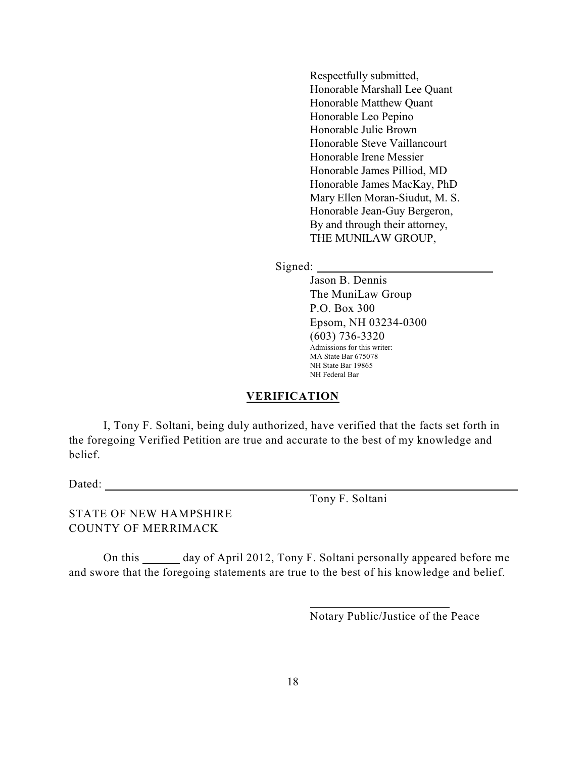Respectfully submitted,
Honorable Marshall Lee Quant
Honorable Matthew Quant
Honorable Leo Pepino
Honorable Julie Brown
Honorable Steve Vaillancourt
Honorable Irene Messier
Honorable James Pilliod, MD
Honorable James MacKay, PhD
Mary Ellen Moran-Siudut, M. S.
Honorable Jean-Guy Bergeron,
By and through their attorney,
THE MUNILAW GROUP,

Signed: ______________________________

Jason B. Dennis
The MuniLaw Group
P.O. Box 300
Epsom, NH 03234-0300
(603) 736-3320
Admissions for this writer:
MA State Bar 675078
NH State Bar 19865
NH Federal Bar

## VERIFICATION

I, Tony F. Soltani, being duly authorized, have verified that the facts set forth in the foregoing Verified Petition are true and accurate to the best of my knowledge and belief.

Dated: ______________________________________________________________

Tony F. Soltani

STATE OF NEW HAMPSHIRE
COUNTY OF MERRIMACK

On this ______ day of April 2012, Tony F. Soltani personally appeared before me and swore that the foregoing statements are true to the best of his knowledge and belief.

________________________
Notary Public/Justice of the Peace